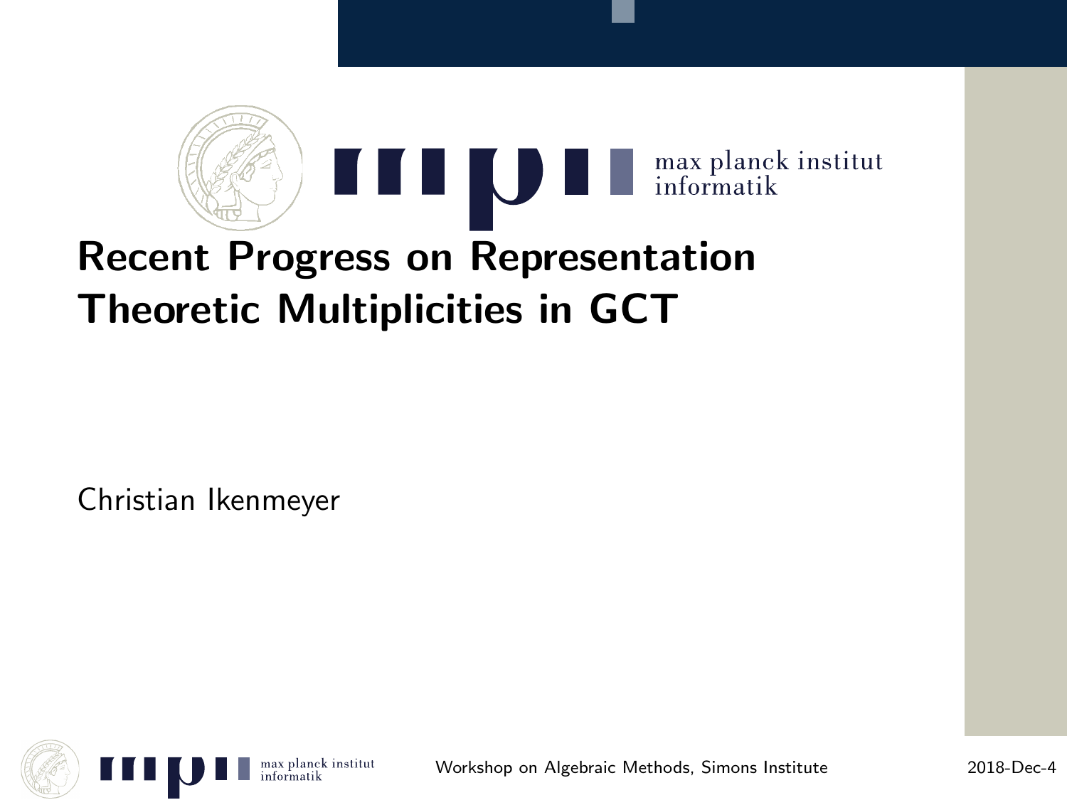# Recent Progress on Representation Theoretic Multiplicities in GCT

Christian Ikenmeyer

Workshop on Algebraic Methods, Simons Institute

2018-Dec-4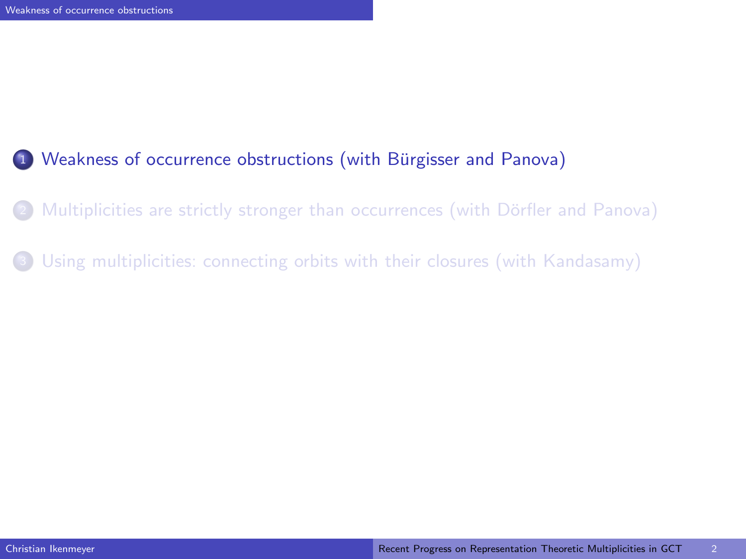1. Weakness of occurrence obstructions (with Bürgisser and Panova)
2. Multiplicities are strictly stronger than occurrences (with Dörfler and Panova)
3. Using multiplicities: connecting orbits with their closures (with Kandasamy)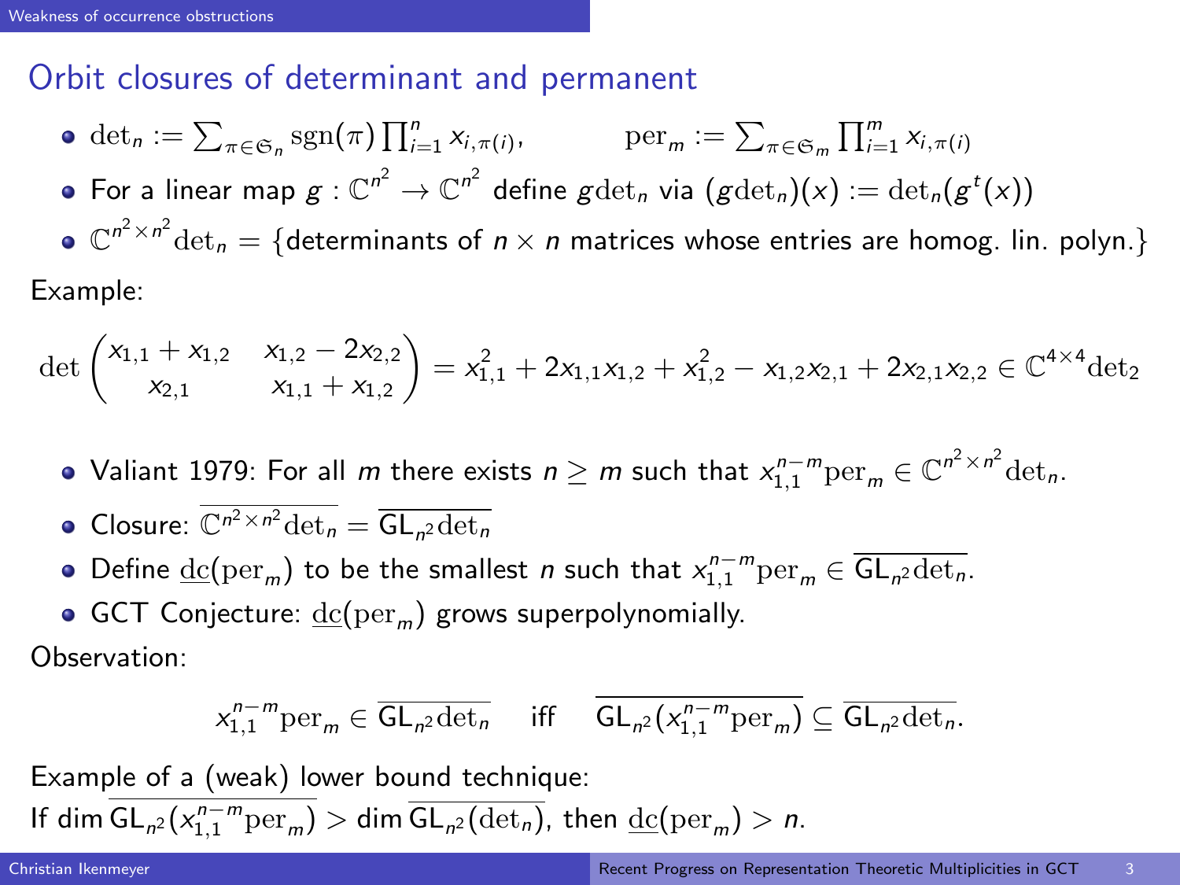## Orbit closures of determinant and permanent

- $\det_n := \sum_{\pi \in \mathfrak{S}_n} \operatorname{sgn}(\pi) \prod_{i=1}^{n} x_{i,\pi(i)}$, $\qquad \operatorname{per}_m := \sum_{\pi \in \mathfrak{S}_m} \prod_{i=1}^{m} x_{i,\pi(i)}$
- For a linear map $g : \mathbb{C}^{n^2} \to \mathbb{C}^{n^2}$ define $g\det_n$ via $(g\det_n)(x) := \det_n(g^t(x))$
- $\mathbb{C}^{n^2 \times n^2}\det_n = \{$determinants of $n \times n$ matrices whose entries are homog. lin. polyn.$\}$

Example:

$$\det \begin{pmatrix} x_{1,1} + x_{1,2} & x_{1,2} - 2x_{2,2} \\ x_{2,1} & x_{1,1} + x_{1,2} \end{pmatrix} = x_{1,1}^2 + 2x_{1,1}x_{1,2} + x_{1,2}^2 - x_{1,2}x_{2,1} + 2x_{2,1}x_{2,2} \in \mathbb{C}^{4\times 4}\det_2$$

- Valiant 1979: For all $m$ there exists $n \geq m$ such that $x_{1,1}^{n-m}\operatorname{per}_m \in \mathbb{C}^{n^2 \times n^2}\det_n$.
- Closure: $\overline{\mathbb{C}^{n^2 \times n^2}\det_n} = \overline{\mathsf{GL}_{n^2}\det_n}$
- Define $\underline{\mathrm{dc}}(\operatorname{per}_m)$ to be the smallest $n$ such that $x_{1,1}^{n-m}\operatorname{per}_m \in \overline{\mathsf{GL}_{n^2}\det_n}$.
- GCT Conjecture: $\underline{\mathrm{dc}}(\operatorname{per}_m)$ grows superpolynomially.

Observation:

$$x_{1,1}^{n-m}\operatorname{per}_m \in \overline{\mathsf{GL}_{n^2}\det_n} \quad \text{iff} \quad \overline{\mathsf{GL}_{n^2}(x_{1,1}^{n-m}\operatorname{per}_m)} \subseteq \overline{\mathsf{GL}_{n^2}\det_n}.$$

Example of a (weak) lower bound technique:
If $\dim \overline{\mathsf{GL}_{n^2}(x_{1,1}^{n-m}\operatorname{per}_m)} > \dim \overline{\mathsf{GL}_{n^2}(\det_n)}$, then $\underline{\mathrm{dc}}(\operatorname{per}_m) > n$.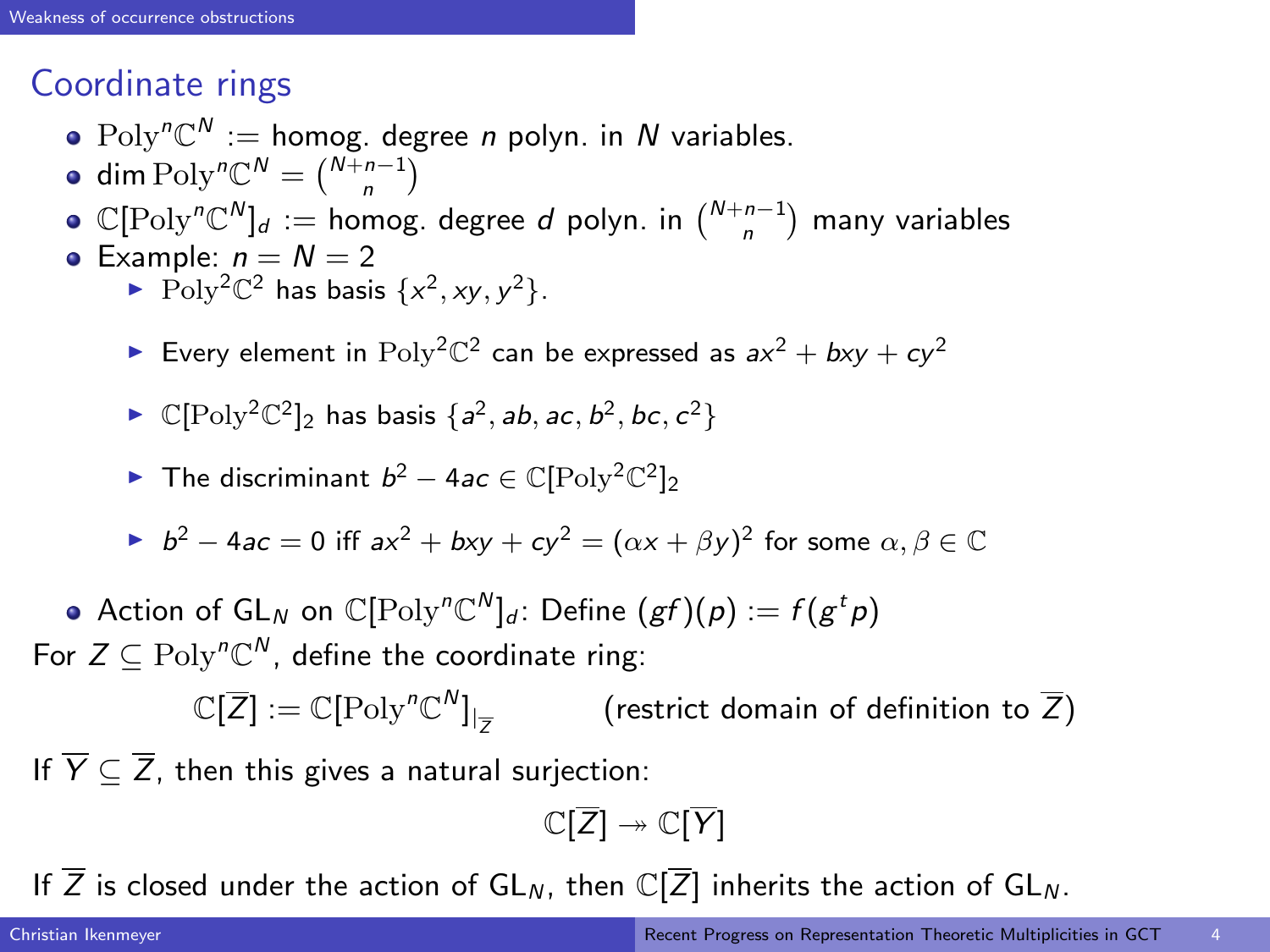## Coordinate rings

- $\mathrm{Poly}^n\mathbb{C}^N :=$ homog. degree $n$ polyn. in $N$ variables.
- $\dim \mathrm{Poly}^n\mathbb{C}^N = \binom{N+n-1}{n}$
- $\mathbb{C}[\mathrm{Poly}^n\mathbb{C}^N]_d :=$ homog. degree $d$ polyn. in $\binom{N+n-1}{n}$ many variables
- Example: $n = N = 2$
  - $\mathrm{Poly}^2\mathbb{C}^2$ has basis $\{x^2, xy, y^2\}$.
  - Every element in $\mathrm{Poly}^2\mathbb{C}^2$ can be expressed as $ax^2 + bxy + cy^2$
  - $\mathbb{C}[\mathrm{Poly}^2\mathbb{C}^2]_2$ has basis $\{a^2, ab, ac, b^2, bc, c^2\}$
  - The discriminant $b^2 - 4ac \in \mathbb{C}[\mathrm{Poly}^2\mathbb{C}^2]_2$
  - $b^2 - 4ac = 0$ iff $ax^2 + bxy + cy^2 = (\alpha x + \beta y)^2$ for some $\alpha, \beta \in \mathbb{C}$
- Action of $\mathrm{GL}_N$ on $\mathbb{C}[\mathrm{Poly}^n\mathbb{C}^N]_d$: Define $(gf)(p) := f(g^t p)$

For $Z \subseteq \mathrm{Poly}^n\mathbb{C}^N$, define the coordinate ring:

$$\mathbb{C}[\overline{Z}] := \mathbb{C}[\mathrm{Poly}^n\mathbb{C}^N]_{|_{\overline{Z}}} \qquad \text{(restrict domain of definition to } \overline{Z}\text{)}$$

If $\overline{Y} \subseteq \overline{Z}$, then this gives a natural surjection:

$$\mathbb{C}[\overline{Z}] \twoheadrightarrow \mathbb{C}[\overline{Y}]$$

If $\overline{Z}$ is closed under the action of $\mathrm{GL}_N$, then $\mathbb{C}[\overline{Z}]$ inherits the action of $\mathrm{GL}_N$.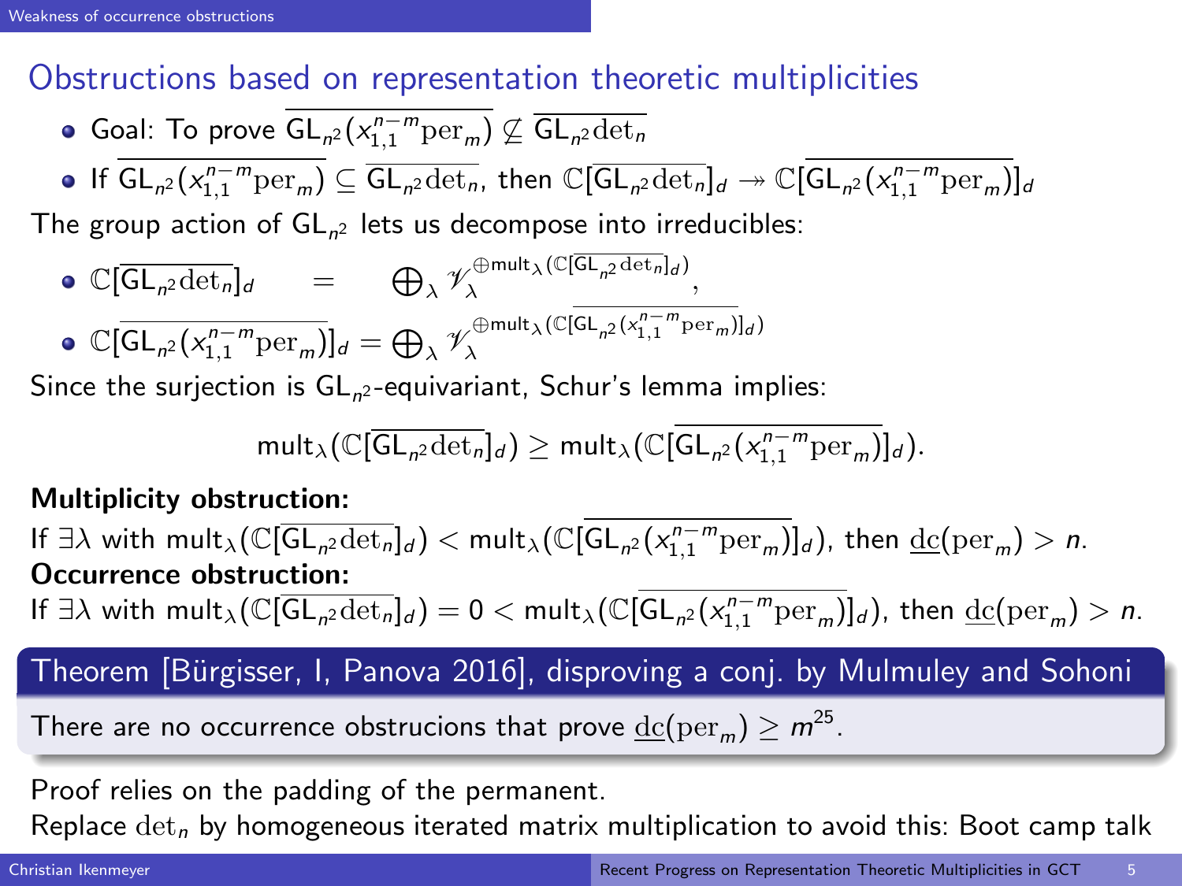## Obstructions based on representation theoretic multiplicities

- Goal: To prove $\overline{\mathsf{GL}_{n^2}(x_{1,1}^{n-m}\mathrm{per}_m)} \not\subseteq \overline{\mathsf{GL}_{n^2}\det_n}$
- If $\overline{\mathsf{GL}_{n^2}(x_{1,1}^{n-m}\mathrm{per}_m)} \subseteq \overline{\mathsf{GL}_{n^2}\det_n}$, then $\mathbb{C}[\overline{\mathsf{GL}_{n^2}\det_n}]_d \twoheadrightarrow \mathbb{C}[\overline{\mathsf{GL}_{n^2}(x_{1,1}^{n-m}\mathrm{per}_m)}]_d$

The group action of $\mathsf{GL}_{n^2}$ lets us decompose into irreducibles:

- $\mathbb{C}[\overline{\mathsf{GL}_{n^2}\det_n}]_d \quad = \quad \bigoplus_\lambda \mathscr{V}_\lambda^{\oplus \mathsf{mult}_\lambda(\mathbb{C}[\overline{\mathsf{GL}_{n^2}\det_n}]_d)},$
- $\mathbb{C}[\overline{\mathsf{GL}_{n^2}(x_{1,1}^{n-m}\mathrm{per}_m)}]_d = \bigoplus_\lambda \mathscr{V}_\lambda^{\oplus \mathsf{mult}_\lambda(\mathbb{C}[\overline{\mathsf{GL}_{n^2}(x_{1,1}^{n-m}\mathrm{per}_m)}]_d)}$

Since the surjection is $\mathsf{GL}_{n^2}$-equivariant, Schur's lemma implies:

$$\mathsf{mult}_\lambda(\mathbb{C}[\overline{\mathsf{GL}_{n^2}\det_n}]_d) \geq \mathsf{mult}_\lambda(\mathbb{C}[\overline{\mathsf{GL}_{n^2}(x_{1,1}^{n-m}\mathrm{per}_m)}]_d).$$

**Multiplicity obstruction:**
If $\exists\lambda$ with $\mathsf{mult}_\lambda(\mathbb{C}[\overline{\mathsf{GL}_{n^2}\det_n}]_d) < \mathsf{mult}_\lambda(\mathbb{C}[\overline{\mathsf{GL}_{n^2}(x_{1,1}^{n-m}\mathrm{per}_m)}]_d)$, then $\underline{\mathrm{dc}}(\mathrm{per}_m) > n$.

**Occurrence obstruction:**
If $\exists\lambda$ with $\mathsf{mult}_\lambda(\mathbb{C}[\overline{\mathsf{GL}_{n^2}\det_n}]_d) = 0 < \mathsf{mult}_\lambda(\mathbb{C}[\overline{\mathsf{GL}_{n^2}(x_{1,1}^{n-m}\mathrm{per}_m)}]_d)$, then $\underline{\mathrm{dc}}(\mathrm{per}_m) > n$.

**Theorem [Bürgisser, I, Panova 2016], disproving a conj. by Mulmuley and Sohoni**

There are no occurrence obstrucions that prove $\underline{\mathrm{dc}}(\mathrm{per}_m) \geq m^{25}$.

Proof relies on the padding of the permanent.
Replace $\det_n$ by homogeneous iterated matrix multiplication to avoid this: Boot camp talk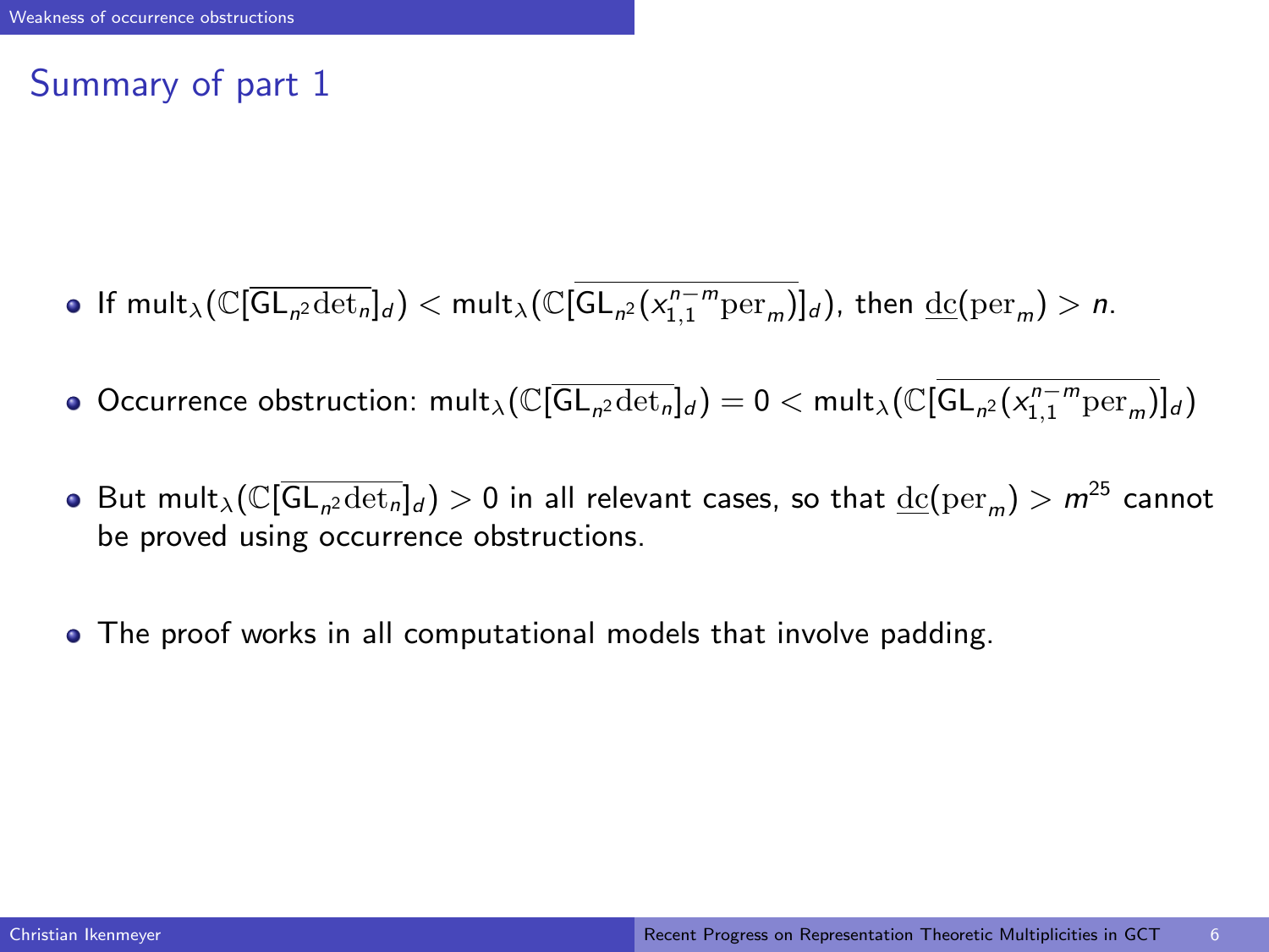## Summary of part 1

- If $\mathsf{mult}_\lambda(\mathbb{C}[\overline{\mathsf{GL}_{n^2}\det_n}]_d) < \mathsf{mult}_\lambda(\mathbb{C}[\overline{\mathsf{GL}_{n^2}(x_{1,1}^{n-m}\mathrm{per}_m)}]_d)$, then $\underline{\mathrm{dc}}(\mathrm{per}_m) > n$.

- Occurrence obstruction: $\mathsf{mult}_\lambda(\mathbb{C}[\overline{\mathsf{GL}_{n^2}\det_n}]_d) = 0 < \mathsf{mult}_\lambda(\mathbb{C}[\overline{\mathsf{GL}_{n^2}(x_{1,1}^{n-m}\mathrm{per}_m)}]_d)$

- But $\mathsf{mult}_\lambda(\mathbb{C}[\overline{\mathsf{GL}_{n^2}\det_n}]_d) > 0$ in all relevant cases, so that $\underline{\mathrm{dc}}(\mathrm{per}_m) > m^{25}$ cannot be proved using occurrence obstructions.

- The proof works in all computational models that involve padding.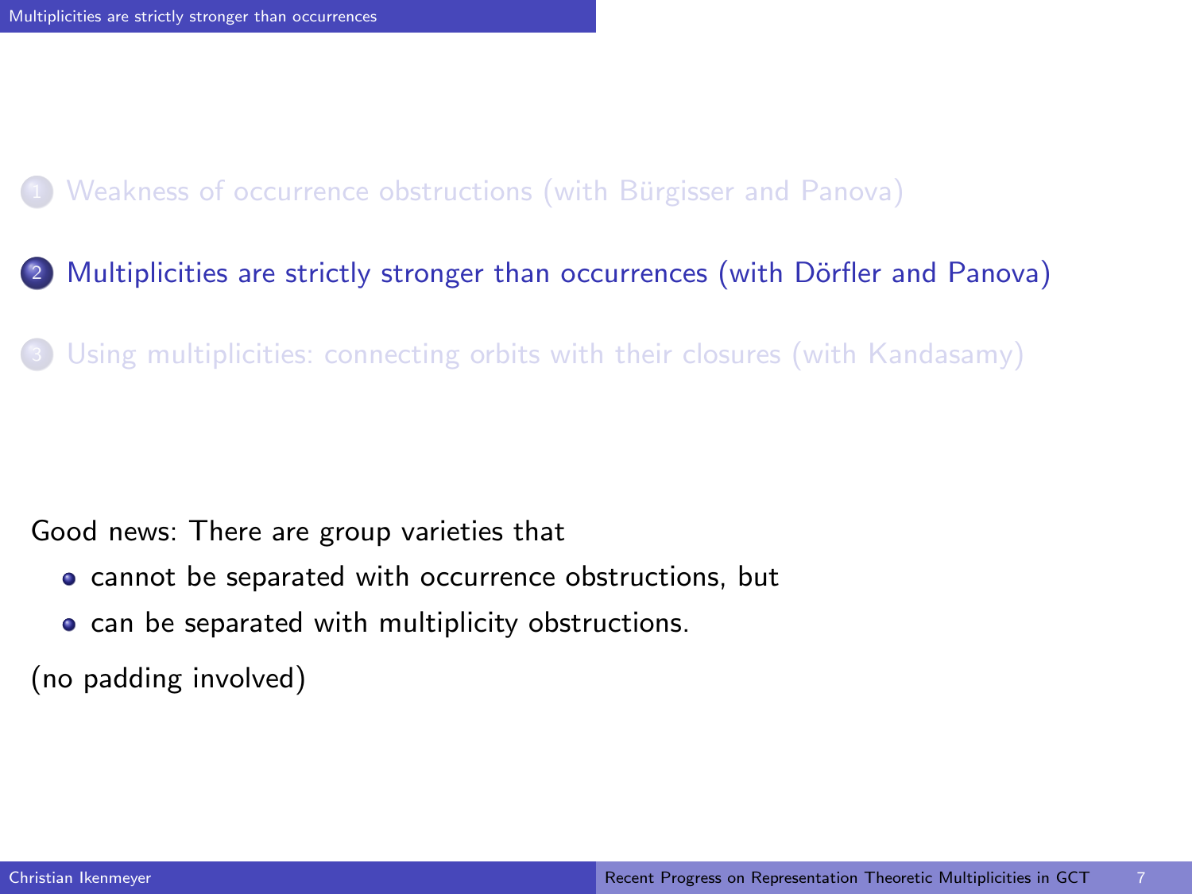1. Weakness of occurrence obstructions (with Bürgisser and Panova)
2. Multiplicities are strictly stronger than occurrences (with Dörfler and Panova)
3. Using multiplicities: connecting orbits with their closures (with Kandasamy)

Good news: There are group varieties that

- cannot be separated with occurrence obstructions, but
- can be separated with multiplicity obstructions.

(no padding involved)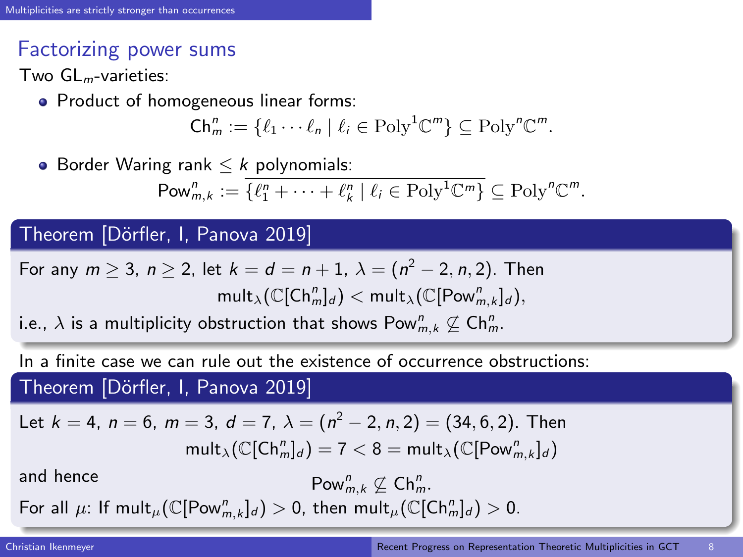## Factorizing power sums

Two $\mathsf{GL}_m$-varieties:

- Product of homogeneous linear forms:

$$\mathsf{Ch}_m^n := \{\ell_1 \cdots \ell_n \mid \ell_i \in \mathrm{Poly}^1\mathbb{C}^m\} \subseteq \mathrm{Poly}^n\mathbb{C}^m.$$

- Border Waring rank $\leq k$ polynomials:

$$\mathsf{Pow}_{m,k}^n := \overline{\{\ell_1^n + \cdots + \ell_k^n \mid \ell_i \in \mathrm{Poly}^1\mathbb{C}^m\}} \subseteq \mathrm{Poly}^n\mathbb{C}^m.$$

**Theorem [Dörfler, I, Panova 2019]**

For any $m \geq 3$, $n \geq 2$, let $k = d = n+1$, $\lambda = (n^2-2, n, 2)$. Then

$$\mathsf{mult}_\lambda(\mathbb{C}[\mathsf{Ch}_m^n]_d) < \mathsf{mult}_\lambda(\mathbb{C}[\mathsf{Pow}_{m,k}^n]_d),$$

i.e., $\lambda$ is a multiplicity obstruction that shows $\mathsf{Pow}_{m,k}^n \not\subseteq \mathsf{Ch}_m^n$.

In a finite case we can rule out the existence of occurrence obstructions:

**Theorem [Dörfler, I, Panova 2019]**

Let $k = 4$, $n = 6$, $m = 3$, $d = 7$, $\lambda = (n^2-2, n, 2) = (34, 6, 2)$. Then

$$\mathsf{mult}_\lambda(\mathbb{C}[\mathsf{Ch}_m^n]_d) = 7 < 8 = \mathsf{mult}_\lambda(\mathbb{C}[\mathsf{Pow}_{m,k}^n]_d)$$

and hence

$$\mathsf{Pow}_{m,k}^n \not\subseteq \mathsf{Ch}_m^n.$$

For all $\mu$: If $\mathsf{mult}_\mu(\mathbb{C}[\mathsf{Pow}_{m,k}^n]_d) > 0$, then $\mathsf{mult}_\mu(\mathbb{C}[\mathsf{Ch}_m^n]_d) > 0$.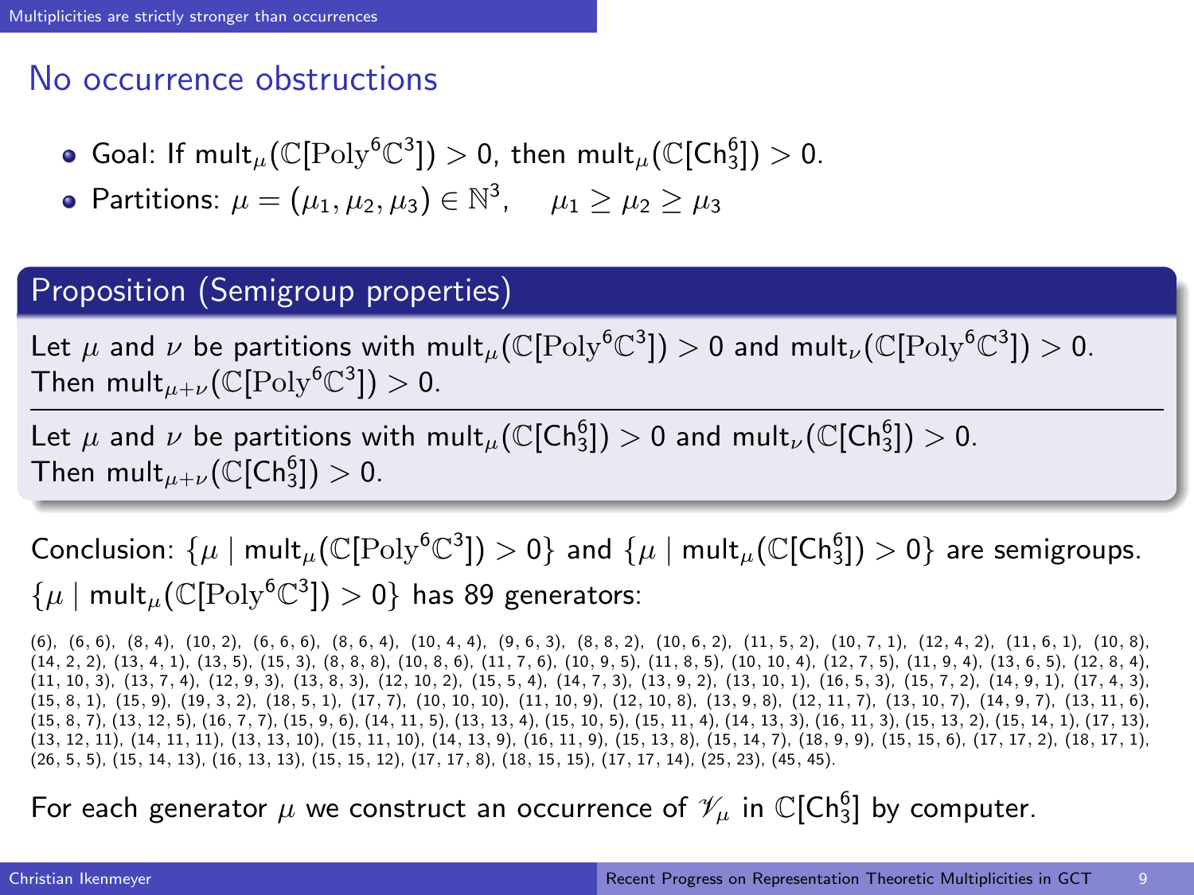## No occurrence obstructions

- Goal: If $\mathrm{mult}_\mu(\mathbb{C}[\mathrm{Poly}^6\mathbb{C}^3]) > 0$, then $\mathrm{mult}_\mu(\mathbb{C}[\mathsf{Ch}_3^6]) > 0$.
- Partitions: $\mu = (\mu_1, \mu_2, \mu_3) \in \mathbb{N}^3, \quad \mu_1 \geq \mu_2 \geq \mu_3$

### Proposition (Semigroup properties)

Let $\mu$ and $\nu$ be partitions with $\mathrm{mult}_\mu(\mathbb{C}[\mathrm{Poly}^6\mathbb{C}^3]) > 0$ and $\mathrm{mult}_\nu(\mathbb{C}[\mathrm{Poly}^6\mathbb{C}^3]) > 0$. Then $\mathrm{mult}_{\mu+\nu}(\mathbb{C}[\mathrm{Poly}^6\mathbb{C}^3]) > 0$.

---

Let $\mu$ and $\nu$ be partitions with $\mathrm{mult}_\mu(\mathbb{C}[\mathsf{Ch}_3^6]) > 0$ and $\mathrm{mult}_\nu(\mathbb{C}[\mathsf{Ch}_3^6]) > 0$. Then $\mathrm{mult}_{\mu+\nu}(\mathbb{C}[\mathsf{Ch}_3^6]) > 0$.

Conclusion: $\{\mu \mid \mathrm{mult}_\mu(\mathbb{C}[\mathrm{Poly}^6\mathbb{C}^3]) > 0\}$ and $\{\mu \mid \mathrm{mult}_\mu(\mathbb{C}[\mathsf{Ch}_3^6]) > 0\}$ are semigroups.
$\{\mu \mid \mathrm{mult}_\mu(\mathbb{C}[\mathrm{Poly}^6\mathbb{C}^3]) > 0\}$ has 89 generators:

(6), (6, 6), (8, 4), (10, 2), (6, 6, 6), (8, 6, 4), (10, 4, 4), (9, 6, 3), (8, 8, 2), (10, 6, 2), (11, 5, 2), (10, 7, 1), (12, 4, 2), (11, 6, 1), (10, 8), (14, 2, 2), (13, 4, 1), (13, 5), (15, 3), (8, 8, 8), (10, 8, 6), (11, 7, 6), (10, 9, 5), (11, 8, 5), (10, 10, 4), (12, 7, 5), (11, 9, 4), (13, 6, 5), (12, 8, 4), (11, 10, 3), (13, 7, 4), (12, 9, 3), (13, 8, 3), (12, 10, 2), (15, 5, 4), (14, 7, 3), (13, 9, 2), (13, 10, 1), (16, 5, 3), (15, 7, 2), (14, 9, 1), (17, 4, 3), (15, 8, 1), (15, 9), (19, 3, 2), (18, 5, 1), (17, 7), (10, 10, 10), (11, 10, 9), (12, 10, 8), (13, 9, 8), (12, 11, 7), (13, 10, 7), (14, 9, 7), (13, 11, 6), (15, 8, 7), (13, 12, 5), (16, 7, 7), (15, 9, 6), (14, 11, 5), (13, 13, 4), (15, 10, 5), (15, 11, 4), (14, 13, 3), (16, 11, 3), (15, 13, 2), (15, 14, 1), (17, 13), (13, 12, 11), (14, 11, 11), (13, 13, 10), (15, 11, 10), (14, 13, 9), (16, 11, 9), (15, 13, 8), (15, 14, 7), (18, 9, 9), (15, 15, 6), (17, 17, 2), (18, 17, 1), (26, 5, 5), (15, 14, 13), (16, 13, 13), (15, 15, 12), (17, 17, 8), (18, 15, 15), (17, 17, 14), (25, 23), (45, 45).

For each generator $\mu$ we construct an occurrence of $\mathscr{V}_\mu$ in $\mathbb{C}[\mathsf{Ch}_3^6]$ by computer.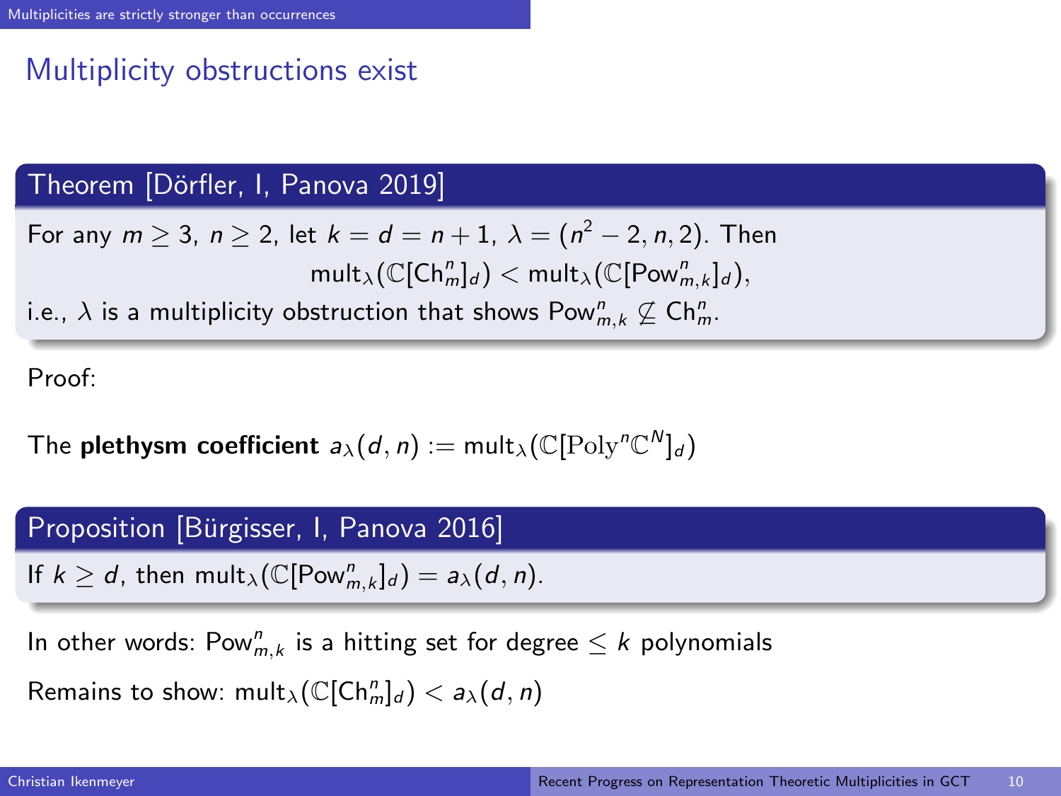## Multiplicity obstructions exist

**Theorem [Dörfler, I, Panova 2019]**

For any $m \geq 3$, $n \geq 2$, let $k = d = n+1$, $\lambda = (n^2 - 2, n, 2)$. Then

$$\mathrm{mult}_\lambda(\mathbb{C}[\mathrm{Ch}_m^n]_d) < \mathrm{mult}_\lambda(\mathbb{C}[\mathrm{Pow}_{m,k}^n]_d),$$

i.e., $\lambda$ is a multiplicity obstruction that shows $\mathrm{Pow}_{m,k}^n \not\subseteq \mathrm{Ch}_m^n$.

Proof:

The **plethysm coefficient** $a_\lambda(d,n) := \mathrm{mult}_\lambda(\mathbb{C}[\mathrm{Poly}^n \mathbb{C}^N]_d)$

**Proposition [Bürgisser, I, Panova 2016]**

If $k \geq d$, then $\mathrm{mult}_\lambda(\mathbb{C}[\mathrm{Pow}_{m,k}^n]_d) = a_\lambda(d,n)$.

In other words: $\mathrm{Pow}_{m,k}^n$ is a hitting set for degree $\leq k$ polynomials

Remains to show: $\mathrm{mult}_\lambda(\mathbb{C}[\mathrm{Ch}_m^n]_d) < a_\lambda(d,n)$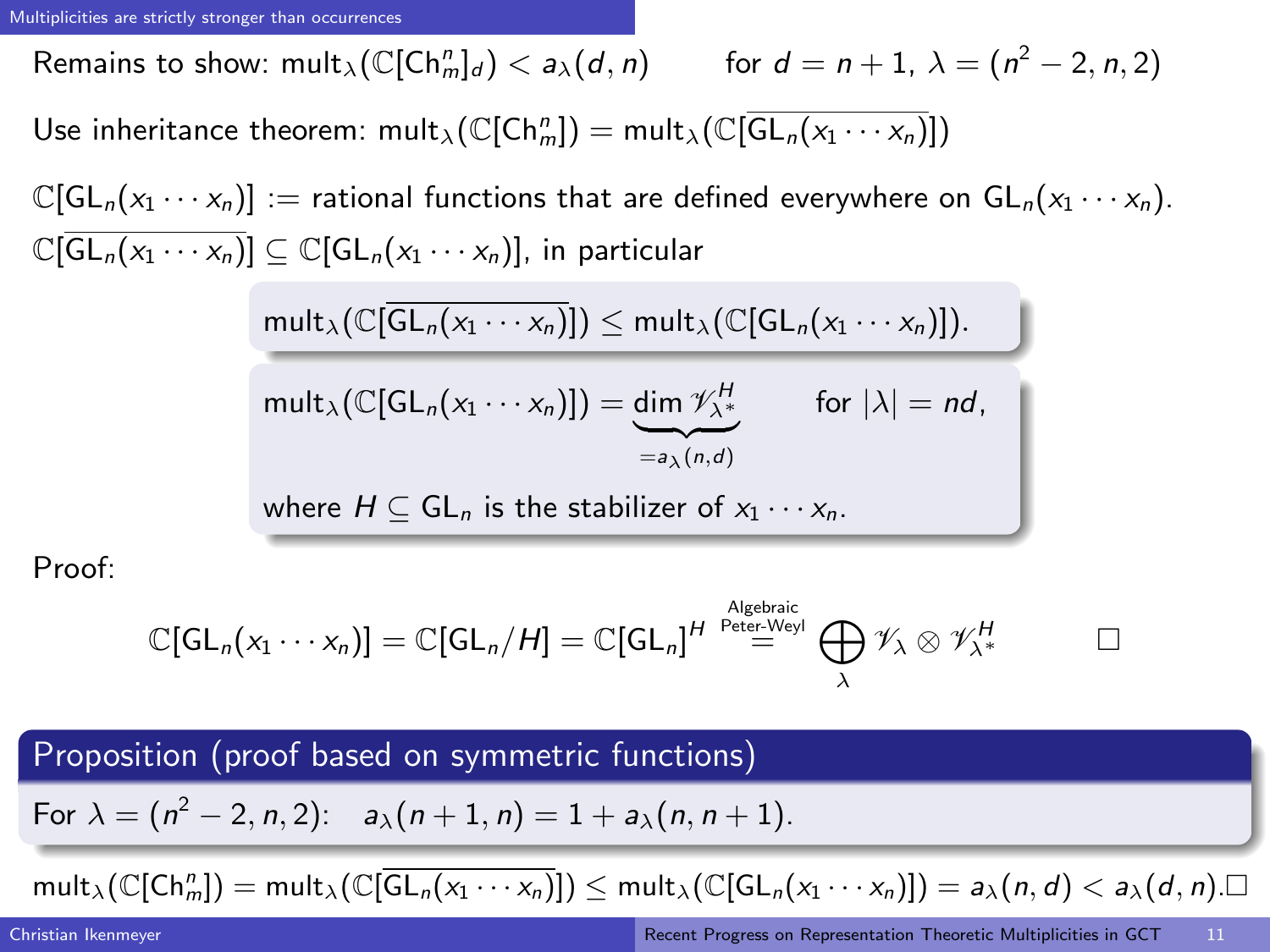## Multiplicities are strictly stronger than occurrences

Remains to show: $\mathrm{mult}_\lambda(\mathbb{C}[\mathrm{Ch}_m^n]_d) < a_\lambda(d,n)$ for $d = n+1$, $\lambda = (n^2-2, n, 2)$

Use inheritance theorem: $\mathrm{mult}_\lambda(\mathbb{C}[\mathrm{Ch}_m^n]) = \mathrm{mult}_\lambda(\mathbb{C}[\overline{\mathrm{GL}_n(x_1\cdots x_n)}])$

$\mathbb{C}[\mathrm{GL}_n(x_1\cdots x_n)] :=$ rational functions that are defined everywhere on $\mathrm{GL}_n(x_1\cdots x_n)$.

$\mathbb{C}[\overline{\mathrm{GL}_n(x_1\cdots x_n)}] \subseteq \mathbb{C}[\mathrm{GL}_n(x_1\cdots x_n)]$, in particular

$$\mathrm{mult}_\lambda(\mathbb{C}[\overline{\mathrm{GL}_n(x_1\cdots x_n)}]) \le \mathrm{mult}_\lambda(\mathbb{C}[\mathrm{GL}_n(x_1\cdots x_n)]).$$

$$\mathrm{mult}_\lambda(\mathbb{C}[\mathrm{GL}_n(x_1\cdots x_n)]) = \underbrace{\dim \mathscr{V}_{\lambda^*}^H}_{=a_\lambda(n,d)} \qquad \text{for } |\lambda| = nd,$$

where $H \subseteq \mathrm{GL}_n$ is the stabilizer of $x_1\cdots x_n$.

Proof:

$$\mathbb{C}[\mathrm{GL}_n(x_1\cdots x_n)] = \mathbb{C}[\mathrm{GL}_n/H] = \mathbb{C}[\mathrm{GL}_n]^H \overset{\substack{\text{Algebraic}\\\text{Peter-Weyl}}}{=} \bigoplus_\lambda \mathscr{V}_\lambda \otimes \mathscr{V}_{\lambda^*}^H \qquad \square$$

### Proposition (proof based on symmetric functions)

For $\lambda = (n^2-2, n, 2)$: $\quad a_\lambda(n+1, n) = 1 + a_\lambda(n, n+1)$.

$\mathrm{mult}_\lambda(\mathbb{C}[\mathrm{Ch}_m^n]) = \mathrm{mult}_\lambda(\mathbb{C}[\overline{\mathrm{GL}_n(x_1\cdots x_n)}]) \le \mathrm{mult}_\lambda(\mathbb{C}[\mathrm{GL}_n(x_1\cdots x_n)]) = a_\lambda(n,d) < a_\lambda(d,n)$. $\square$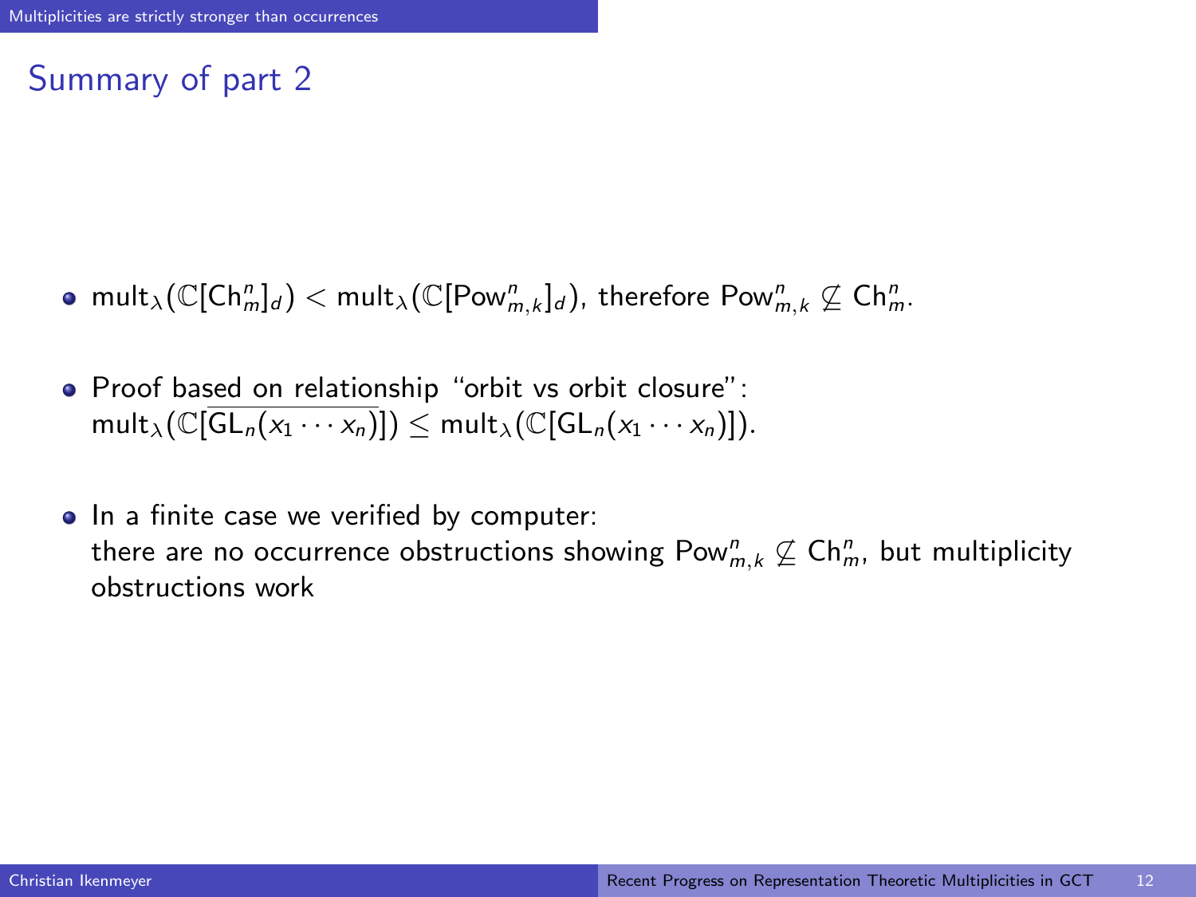## Summary of part 2

- $\mathrm{mult}_\lambda(\mathbb{C}[\mathrm{Ch}^n_m]_d) < \mathrm{mult}_\lambda(\mathbb{C}[\mathrm{Pow}^n_{m,k}]_d)$, therefore $\mathrm{Pow}^n_{m,k} \not\subseteq \mathrm{Ch}^n_m$.
- Proof based on relationship "orbit vs orbit closure": $\mathrm{mult}_\lambda(\mathbb{C}[\overline{\mathrm{GL}_n(x_1 \cdots x_n)}]) \leq \mathrm{mult}_\lambda(\mathbb{C}[\mathrm{GL}_n(x_1 \cdots x_n)])$.
- In a finite case we verified by computer: there are no occurrence obstructions showing $\mathrm{Pow}^n_{m,k} \not\subseteq \mathrm{Ch}^n_m$, but multiplicity obstructions work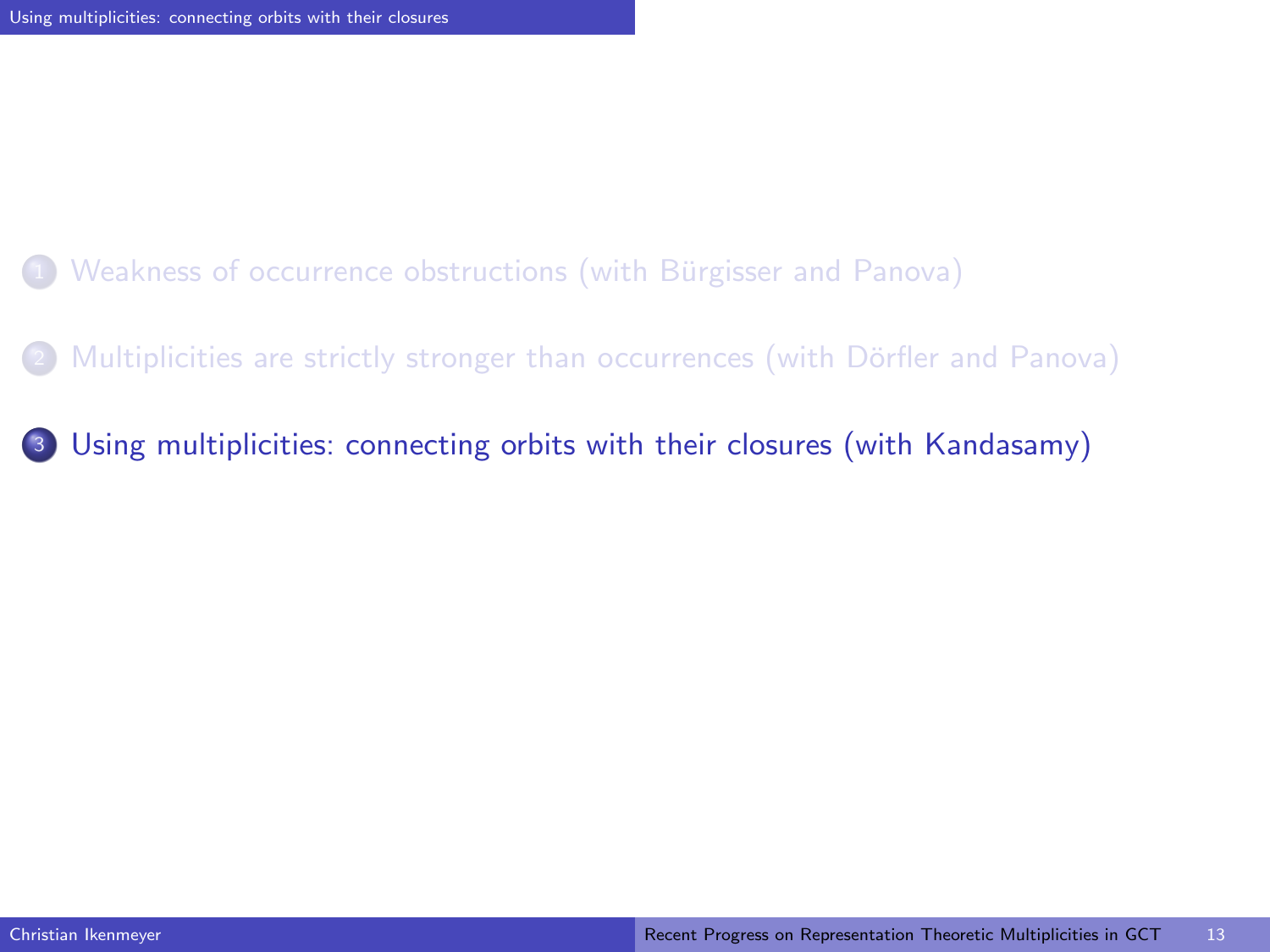1. Weakness of occurrence obstructions (with Bürgisser and Panova)
2. Multiplicities are strictly stronger than occurrences (with Dörfler and Panova)
3. Using multiplicities: connecting orbits with their closures (with Kandasamy)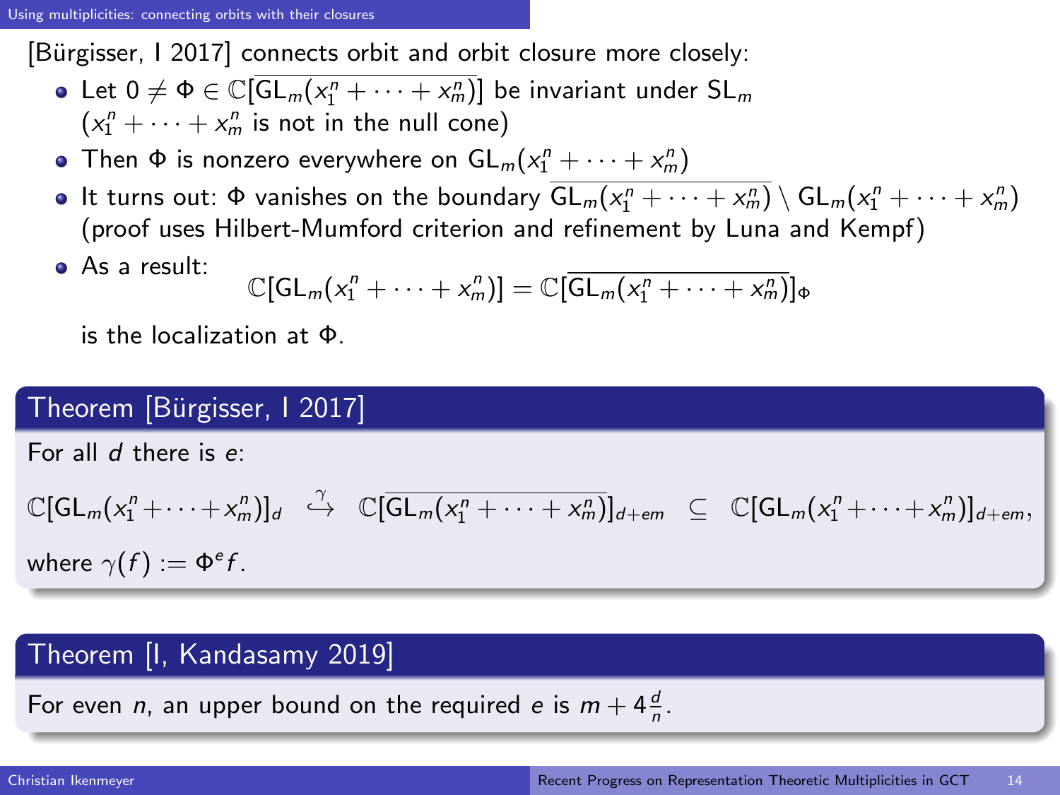## Using multiplicities: connecting orbits with their closures

[Bürgisser, I 2017] connects orbit and orbit closure more closely:

- Let $0 \neq \Phi \in \mathbb{C}[\overline{\mathsf{GL}_m(x_1^n + \cdots + x_m^n)}]$ be invariant under $\mathsf{SL}_m$ ($x_1^n + \cdots + x_m^n$ is not in the null cone)
- Then $\Phi$ is nonzero everywhere on $\mathsf{GL}_m(x_1^n + \cdots + x_m^n)$
- It turns out: $\Phi$ vanishes on the boundary $\overline{\mathsf{GL}_m(x_1^n + \cdots + x_m^n)} \setminus \mathsf{GL}_m(x_1^n + \cdots + x_m^n)$ (proof uses Hilbert-Mumford criterion and refinement by Luna and Kempf)
- As a result:

$$\mathbb{C}[\mathsf{GL}_m(x_1^n + \cdots + x_m^n)] = \mathbb{C}[\overline{\mathsf{GL}_m(x_1^n + \cdots + x_m^n)}]_\Phi$$

  is the localization at $\Phi$.

**Theorem [Bürgisser, I 2017]**

For all $d$ there is $e$:

$$\mathbb{C}[\mathsf{GL}_m(x_1^n+\cdots+x_m^n)]_d \overset{\gamma}{\hookrightarrow} \mathbb{C}[\overline{\mathsf{GL}_m(x_1^n + \cdots + x_m^n)}]_{d+em} \subseteq \mathbb{C}[\mathsf{GL}_m(x_1^n+\cdots+x_m^n)]_{d+em},$$

where $\gamma(f) := \Phi^e f$.

**Theorem [I, Kandasamy 2019]**

For even $n$, an upper bound on the required $e$ is $m + 4\frac{d}{n}$.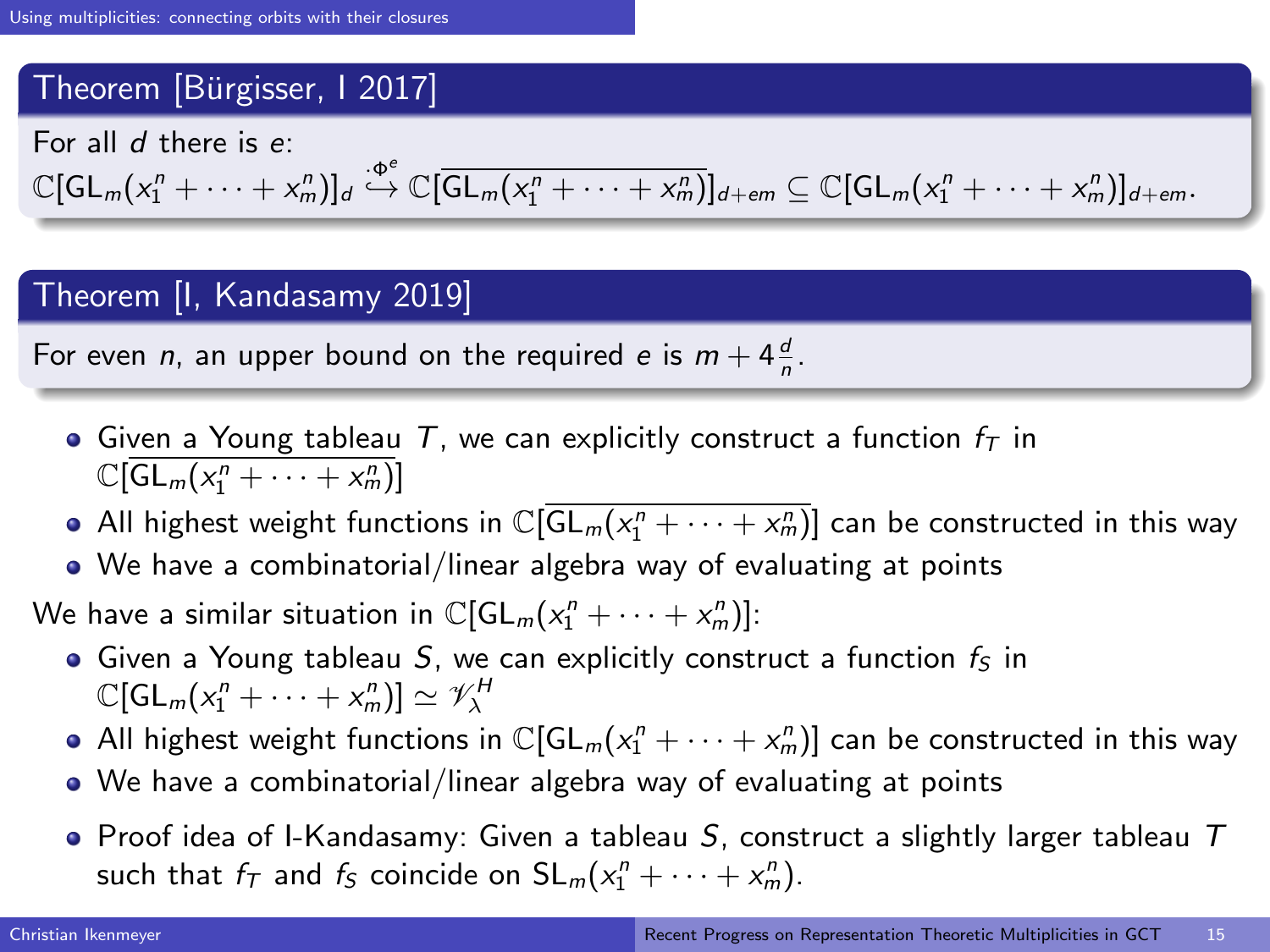## Using multiplicities: connecting orbits with their closures

**Theorem [Bürgisser, I 2017]**

For all $d$ there is $e$:

$$\mathbb{C}[\mathrm{GL}_m(x_1^n + \cdots + x_m^n)]_d \overset{\cdot \Phi^e}{\hookrightarrow} \mathbb{C}[\overline{\mathrm{GL}_m(x_1^n + \cdots + x_m^n)}]_{d+em} \subseteq \mathbb{C}[\mathrm{GL}_m(x_1^n + \cdots + x_m^n)]_{d+em}.$$

**Theorem [I, Kandasamy 2019]**

For even $n$, an upper bound on the required $e$ is $m + 4\frac{d}{n}$.

- Given a Young tableau $T$, we can explicitly construct a function $f_T$ in $\mathbb{C}[\overline{\mathrm{GL}_m(x_1^n + \cdots + x_m^n)}]$
- All highest weight functions in $\mathbb{C}[\overline{\mathrm{GL}_m(x_1^n + \cdots + x_m^n)}]$ can be constructed in this way
- We have a combinatorial/linear algebra way of evaluating at points

We have a similar situation in $\mathbb{C}[\mathrm{GL}_m(x_1^n + \cdots + x_m^n)]$:

- Given a Young tableau $S$, we can explicitly construct a function $f_S$ in $\mathbb{C}[\mathrm{GL}_m(x_1^n + \cdots + x_m^n)] \simeq \mathscr{V}_\lambda^H$
- All highest weight functions in $\mathbb{C}[\mathrm{GL}_m(x_1^n + \cdots + x_m^n)]$ can be constructed in this way
- We have a combinatorial/linear algebra way of evaluating at points

- Proof idea of I-Kandasamy: Given a tableau $S$, construct a slightly larger tableau $T$ such that $f_T$ and $f_S$ coincide on $\mathrm{SL}_m(x_1^n + \cdots + x_m^n)$.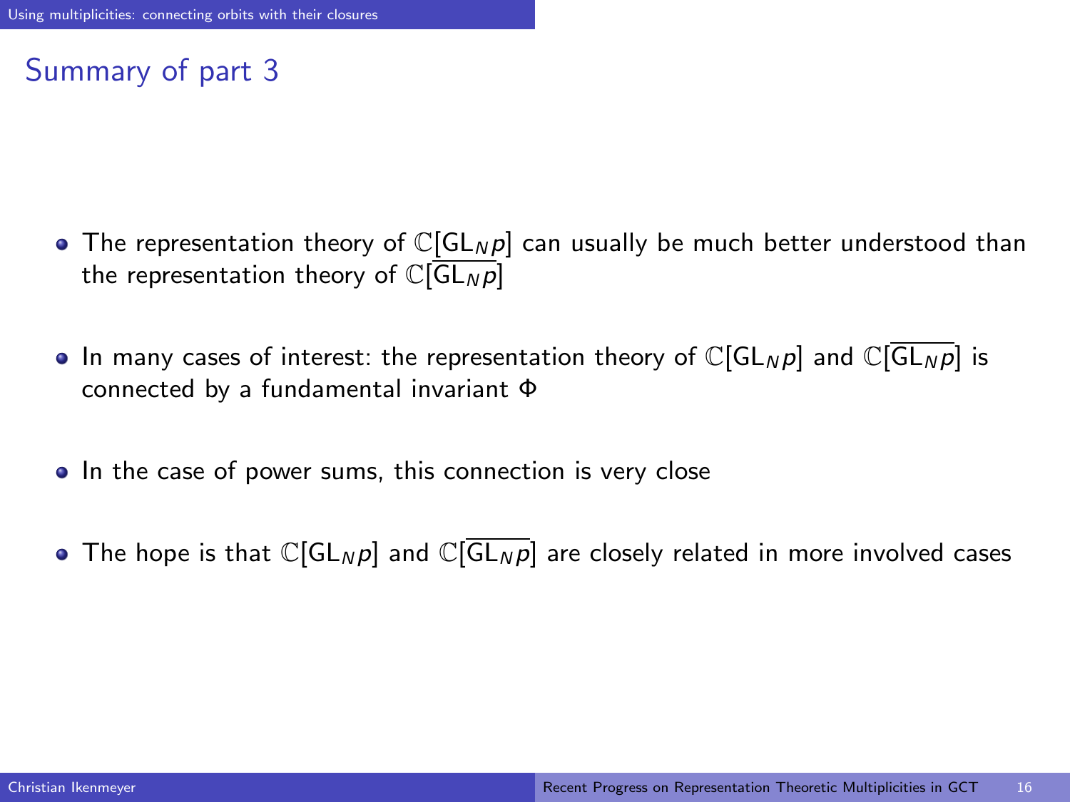## Summary of part 3

- The representation theory of $\mathbb{C}[\mathrm{GL}_N p]$ can usually be much better understood than the representation theory of $\mathbb{C}[\overline{\mathrm{GL}_N p}]$
- In many cases of interest: the representation theory of $\mathbb{C}[\mathrm{GL}_N p]$ and $\mathbb{C}[\overline{\mathrm{GL}_N p}]$ is connected by a fundamental invariant $\Phi$
- In the case of power sums, this connection is very close
- The hope is that $\mathbb{C}[\mathrm{GL}_N p]$ and $\mathbb{C}[\overline{\mathrm{GL}_N p}]$ are closely related in more involved cases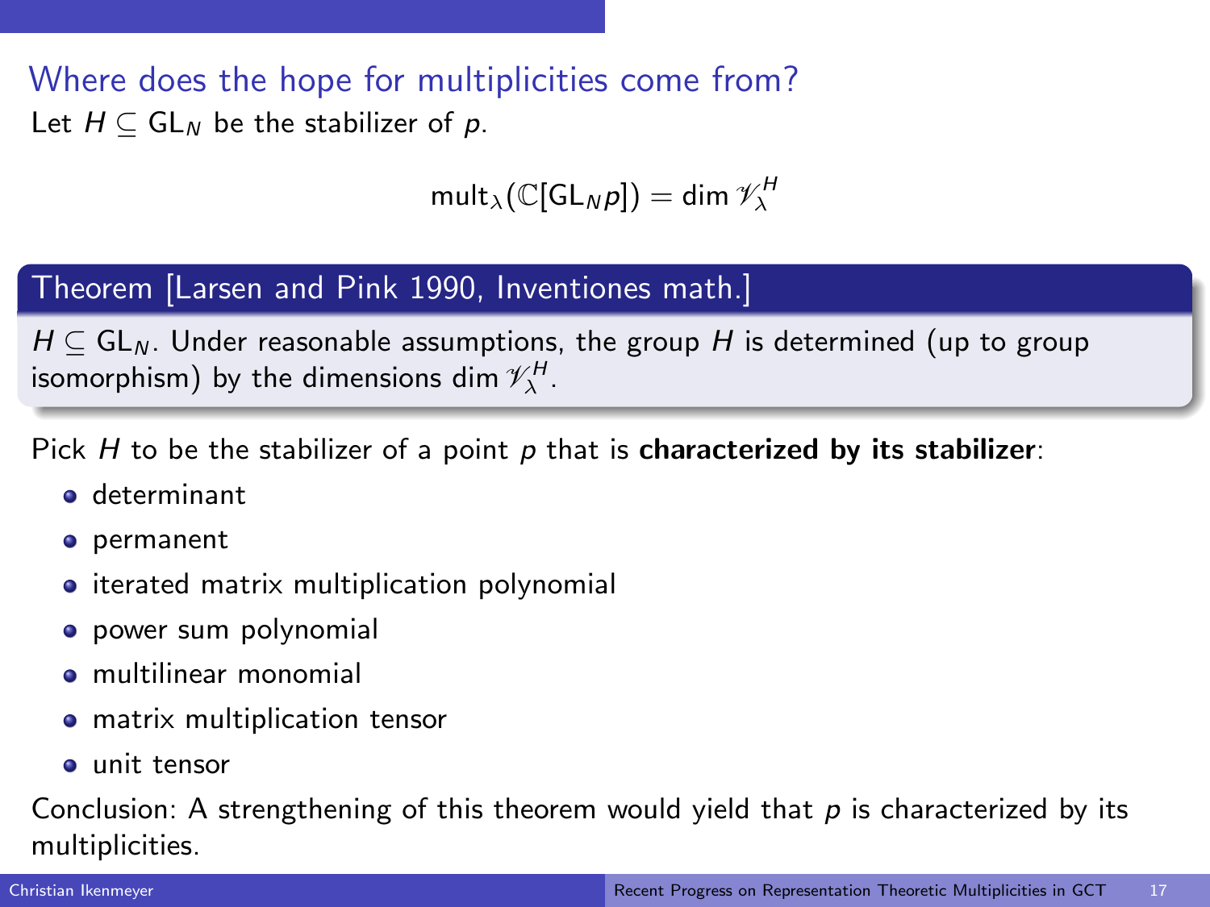## Where does the hope for multiplicities come from?

Let $H \subseteq \mathrm{GL}_N$ be the stabilizer of $p$.

$$\mathrm{mult}_\lambda(\mathbb{C}[\mathrm{GL}_N p]) = \dim \mathscr{V}_\lambda^H$$

**Theorem [Larsen and Pink 1990, Inventiones math.]**

$H \subseteq \mathrm{GL}_N$. Under reasonable assumptions, the group $H$ is determined (up to group isomorphism) by the dimensions $\dim \mathscr{V}_\lambda^H$.

Pick $H$ to be the stabilizer of a point $p$ that is **characterized by its stabilizer**:

- determinant
- permanent
- iterated matrix multiplication polynomial
- power sum polynomial
- multilinear monomial
- matrix multiplication tensor
- unit tensor

Conclusion: A strengthening of this theorem would yield that $p$ is characterized by its multiplicities.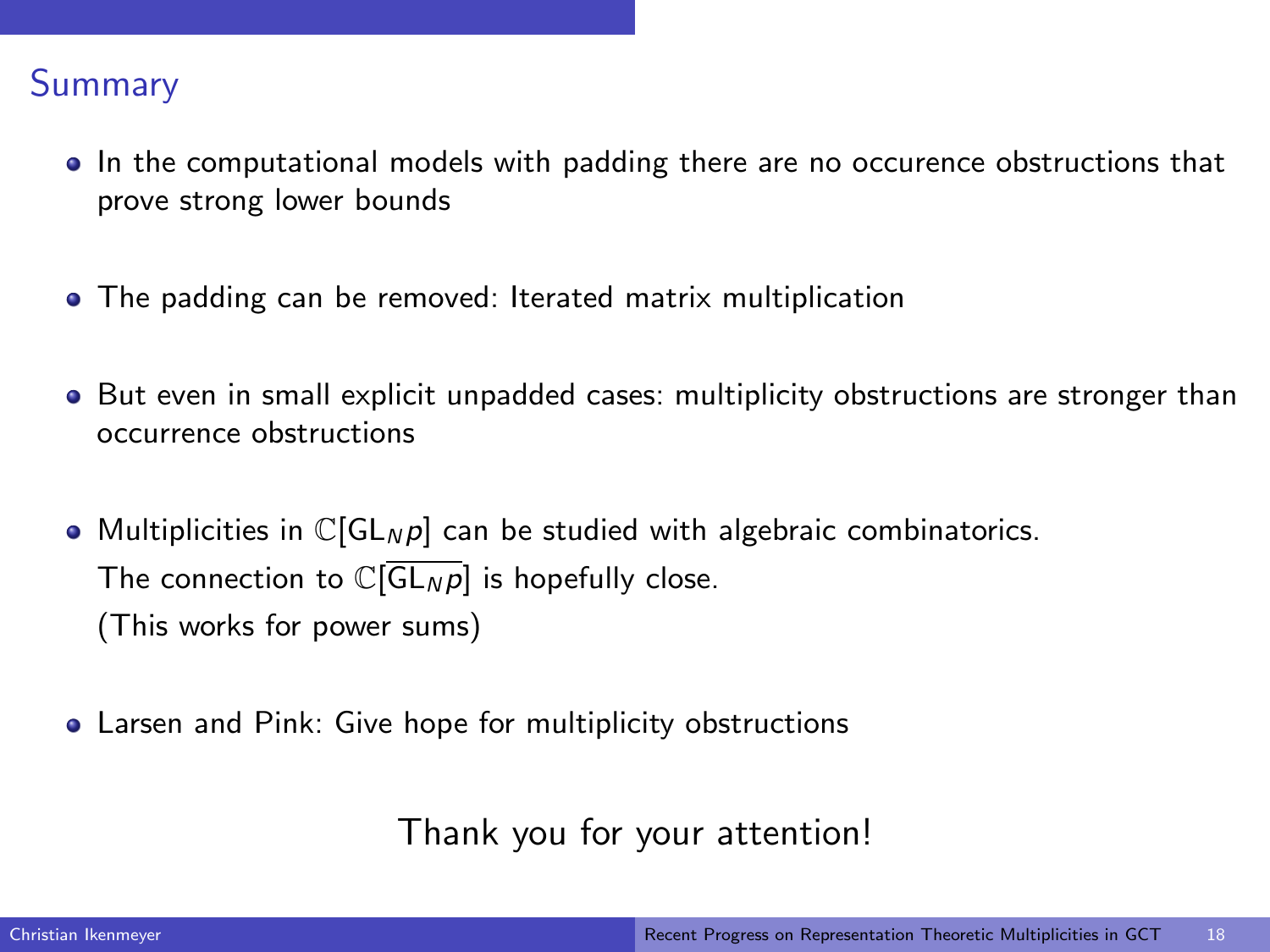## Summary

- In the computational models with padding there are no occurence obstructions that prove strong lower bounds

- The padding can be removed: Iterated matrix multiplication

- But even in small explicit unpadded cases: multiplicity obstructions are stronger than occurrence obstructions

- Multiplicities in $\mathbb{C}[\mathrm{GL}_N p]$ can be studied with algebraic combinatorics.
  The connection to $\mathbb{C}[\overline{\mathrm{GL}_N p}]$ is hopefully close.
  (This works for power sums)

- Larsen and Pink: Give hope for multiplicity obstructions

Thank you for your attention!